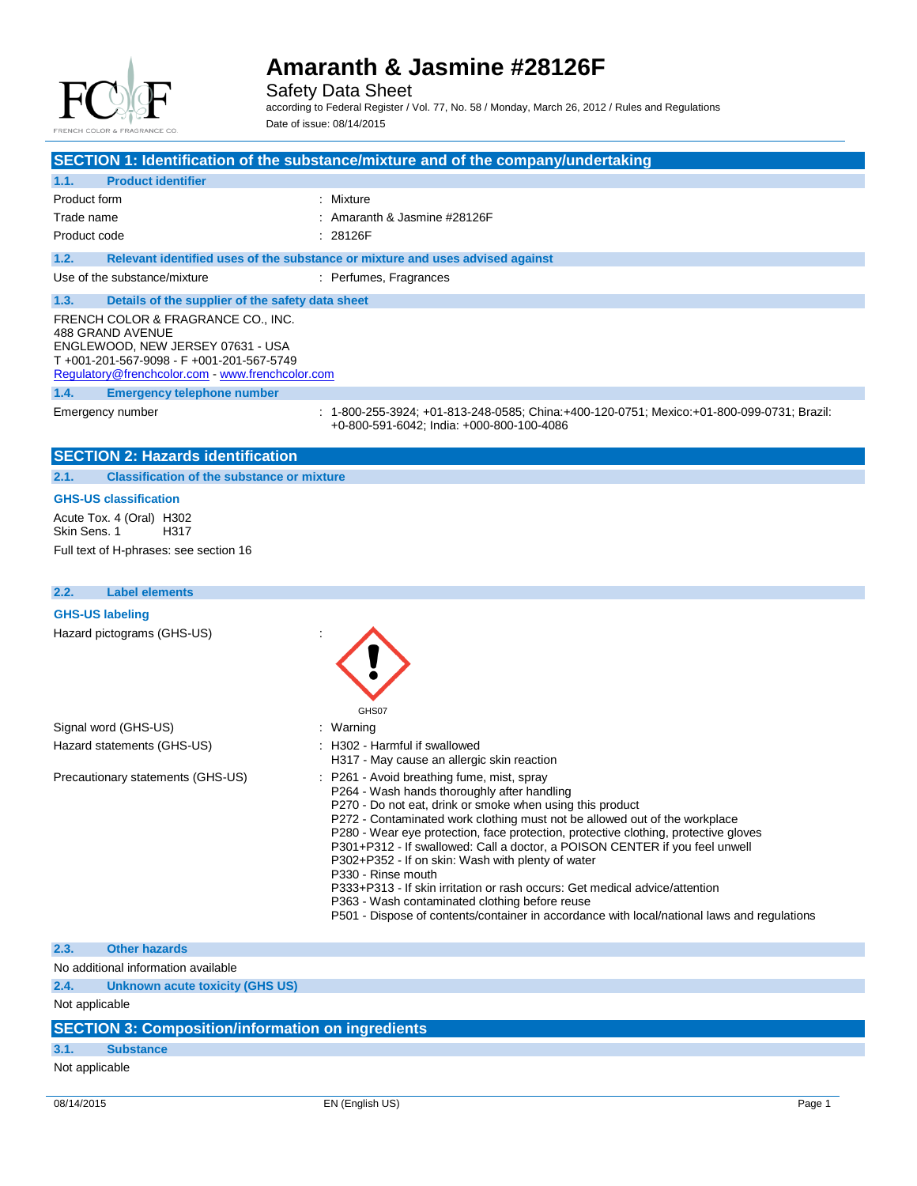# Amaranth & Jasmine #28126F

Safety Data Sheet

according to Federal Register / Vol. 77, No. 58 / Monday, March 26, 2012 / Rules and Regulations

Date of issue: 08/14/2015

## SECTION 1: Identification of the substance/mixture and of the company/undertaking

### 1.1. Product identifier

| | |
|---|---|
| Product form | : Mixture |
| Trade name | : Amaranth & Jasmine #28126F |
| Product code | : 28126F |

### 1.2. Relevant identified uses of the substance or mixture and uses advised against

| | |
|---|---|
| Use of the substance/mixture | : Perfumes, Fragrances |

### 1.3. Details of the supplier of the safety data sheet

FRENCH COLOR & FRAGRANCE CO., INC.
488 GRAND AVENUE
ENGLEWOOD, NEW JERSEY 07631 - USA
T +001-201-567-9098 - F +001-201-567-5749
Regulatory@frenchcolor.com - www.frenchcolor.com

### 1.4. Emergency telephone number

| | |
|---|---|
| Emergency number | : 1-800-255-3924; +01-813-248-0585; China:+400-120-0751; Mexico:+01-800-099-0731; Brazil: +0-800-591-6042; India: +000-800-100-4086 |

## SECTION 2: Hazards identification

### 2.1. Classification of the substance or mixture

**GHS-US classification**

Acute Tox. 4 (Oral) H302
Skin Sens. 1 H317

Full text of H-phrases: see section 16

### 2.2. Label elements

**GHS-US labeling**

Hazard pictograms (GHS-US) :

GHS07

| | |
|---|---|
| Signal word (GHS-US) | : Warning |
| Hazard statements (GHS-US) | : H302 - Harmful if swallowed<br>H317 - May cause an allergic skin reaction |
| Precautionary statements (GHS-US) | : P261 - Avoid breathing fume, mist, spray<br>P264 - Wash hands thoroughly after handling<br>P270 - Do not eat, drink or smoke when using this product<br>P272 - Contaminated work clothing must not be allowed out of the workplace<br>P280 - Wear eye protection, face protection, protective clothing, protective gloves<br>P301+P312 - If swallowed: Call a doctor, a POISON CENTER if you feel unwell<br>P302+P352 - If on skin: Wash with plenty of water<br>P330 - Rinse mouth<br>P333+P313 - If skin irritation or rash occurs: Get medical advice/attention<br>P363 - Wash contaminated clothing before reuse<br>P501 - Dispose of contents/container in accordance with local/national laws and regulations |

### 2.3. Other hazards

No additional information available

### 2.4. Unknown acute toxicity (GHS US)

Not applicable

## SECTION 3: Composition/information on ingredients

### 3.1. Substance

Not applicable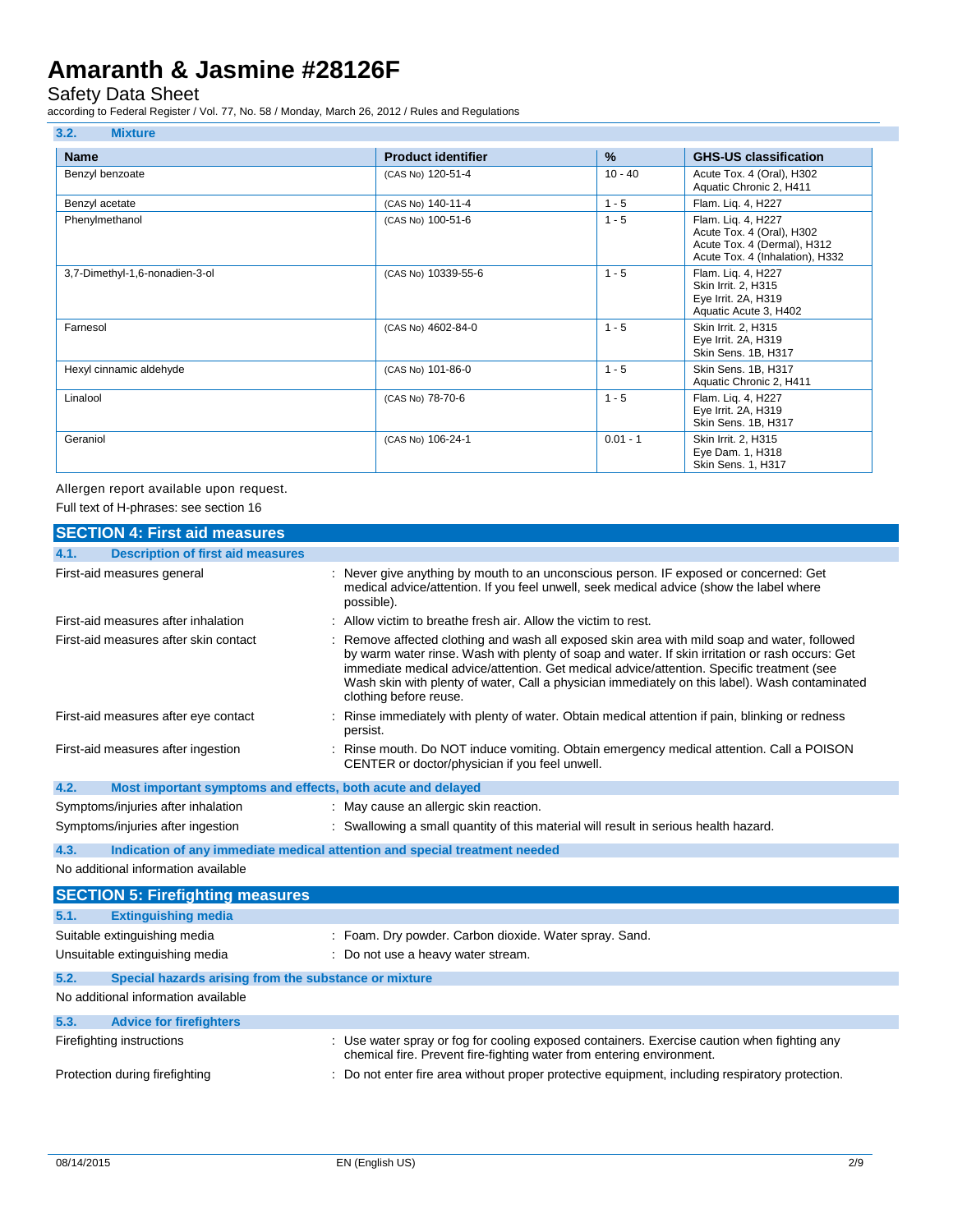### 3.2. Mixture

| Name | Product identifier | % | GHS-US classification |
|---|---|---|---|
| Benzyl benzoate | (CAS No) 120-51-4 | 10 - 40 | Acute Tox. 4 (Oral), H302<br>Aquatic Chronic 2, H411 |
| Benzyl acetate | (CAS No) 140-11-4 | 1 - 5 | Flam. Liq. 4, H227 |
| Phenylmethanol | (CAS No) 100-51-6 | 1 - 5 | Flam. Liq. 4, H227<br>Acute Tox. 4 (Oral), H302<br>Acute Tox. 4 (Dermal), H312<br>Acute Tox. 4 (Inhalation), H332 |
| 3,7-Dimethyl-1,6-nonadien-3-ol | (CAS No) 10339-55-6 | 1 - 5 | Flam. Liq. 4, H227<br>Skin Irrit. 2, H315<br>Eye Irrit. 2A, H319<br>Aquatic Acute 3, H402 |
| Farnesol | (CAS No) 4602-84-0 | 1 - 5 | Skin Irrit. 2, H315<br>Eye Irrit. 2A, H319<br>Skin Sens. 1B, H317 |
| Hexyl cinnamic aldehyde | (CAS No) 101-86-0 | 1 - 5 | Skin Sens. 1B, H317<br>Aquatic Chronic 2, H411 |
| Linalool | (CAS No) 78-70-6 | 1 - 5 | Flam. Liq. 4, H227<br>Eye Irrit. 2A, H319<br>Skin Sens. 1B, H317 |
| Geraniol | (CAS No) 106-24-1 | 0.01 - 1 | Skin Irrit. 2, H315<br>Eye Dam. 1, H318<br>Skin Sens. 1, H317 |

Allergen report available upon request.

Full text of H-phrases: see section 16

## SECTION 4: First aid measures

### 4.1. Description of first aid measures

First-aid measures general : Never give anything by mouth to an unconscious person. IF exposed or concerned: Get medical advice/attention. If you feel unwell, seek medical advice (show the label where possible).

First-aid measures after inhalation : Allow victim to breathe fresh air. Allow the victim to rest.

First-aid measures after skin contact : Remove affected clothing and wash all exposed skin area with mild soap and water, followed by warm water rinse. Wash with plenty of soap and water. If skin irritation or rash occurs: Get immediate medical advice/attention. Get medical advice/attention. Specific treatment (see Wash skin with plenty of water, Call a physician immediately on this label). Wash contaminated clothing before reuse.

First-aid measures after eye contact : Rinse immediately with plenty of water. Obtain medical attention if pain, blinking or redness persist.

First-aid measures after ingestion : Rinse mouth. Do NOT induce vomiting. Obtain emergency medical attention. Call a POISON CENTER or doctor/physician if you feel unwell.

### 4.2. Most important symptoms and effects, both acute and delayed

Symptoms/injuries after inhalation : May cause an allergic skin reaction.

Symptoms/injuries after ingestion : Swallowing a small quantity of this material will result in serious health hazard.

### 4.3. Indication of any immediate medical attention and special treatment needed

No additional information available

## SECTION 5: Firefighting measures

### 5.1. Extinguishing media

Suitable extinguishing media : Foam. Dry powder. Carbon dioxide. Water spray. Sand.

Unsuitable extinguishing media : Do not use a heavy water stream.

### 5.2. Special hazards arising from the substance or mixture

No additional information available

### 5.3. Advice for firefighters

Firefighting instructions : Use water spray or fog for cooling exposed containers. Exercise caution when fighting any chemical fire. Prevent fire-fighting water from entering environment.

Protection during firefighting : Do not enter fire area without proper protective equipment, including respiratory protection.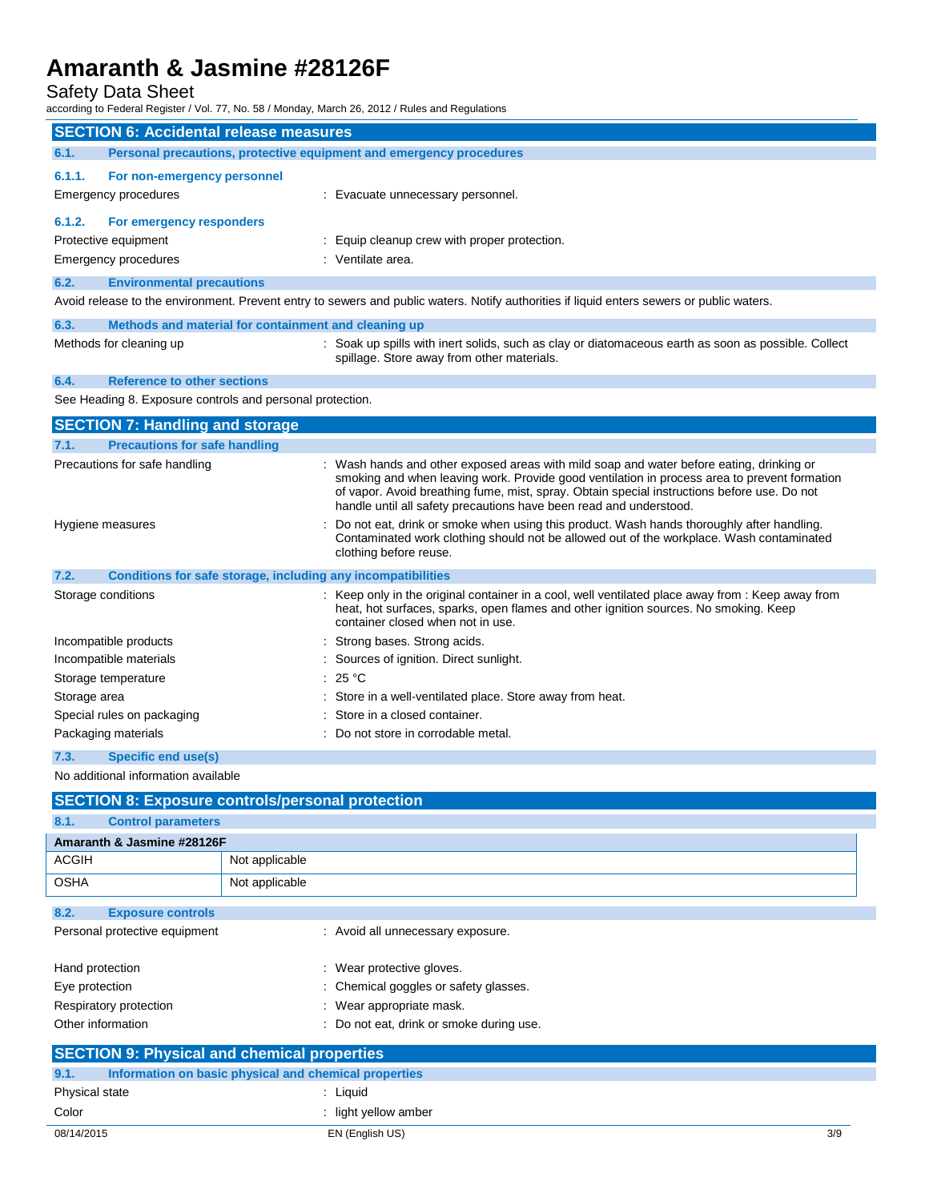## SECTION 6: Accidental release measures

### 6.1. Personal precautions, protective equipment and emergency procedures

#### 6.1.1. For non-emergency personnel

Emergency procedures : Evacuate unnecessary personnel.

#### 6.1.2. For emergency responders

Protective equipment : Equip cleanup crew with proper protection.

Emergency procedures : Ventilate area.

### 6.2. Environmental precautions

Avoid release to the environment. Prevent entry to sewers and public waters. Notify authorities if liquid enters sewers or public waters.

### 6.3. Methods and material for containment and cleaning up

Methods for cleaning up : Soak up spills with inert solids, such as clay or diatomaceous earth as soon as possible. Collect spillage. Store away from other materials.

### 6.4. Reference to other sections

See Heading 8. Exposure controls and personal protection.

## SECTION 7: Handling and storage

### 7.1. Precautions for safe handling

Precautions for safe handling : Wash hands and other exposed areas with mild soap and water before eating, drinking or smoking and when leaving work. Provide good ventilation in process area to prevent formation of vapor. Avoid breathing fume, mist, spray. Obtain special instructions before use. Do not handle until all safety precautions have been read and understood.

Hygiene measures : Do not eat, drink or smoke when using this product. Wash hands thoroughly after handling. Contaminated work clothing should not be allowed out of the workplace. Wash contaminated clothing before reuse.

### 7.2. Conditions for safe storage, including any incompatibilities

Storage conditions : Keep only in the original container in a cool, well ventilated place away from : Keep away from heat, hot surfaces, sparks, open flames and other ignition sources. No smoking. Keep container closed when not in use.

Incompatible products : Strong bases. Strong acids.

Incompatible materials : Sources of ignition. Direct sunlight.

Storage temperature : 25 °C

Storage area : Store in a well-ventilated place. Store away from heat.

Special rules on packaging : Store in a closed container.

Packaging materials : Do not store in corrodable metal.

### 7.3. Specific end use(s)

No additional information available

## SECTION 8: Exposure controls/personal protection

### 8.1. Control parameters

| Amaranth & Jasmine #28126F | |
|---|---|
| ACGIH | Not applicable |
| OSHA | Not applicable |

### 8.2. Exposure controls

Personal protective equipment : Avoid all unnecessary exposure.

Hand protection : Wear protective gloves.

Eye protection : Chemical goggles or safety glasses.

Respiratory protection : Wear appropriate mask.

Other information : Do not eat, drink or smoke during use.

## SECTION 9: Physical and chemical properties

### 9.1. Information on basic physical and chemical properties

Physical state : Liquid

Color : light yellow amber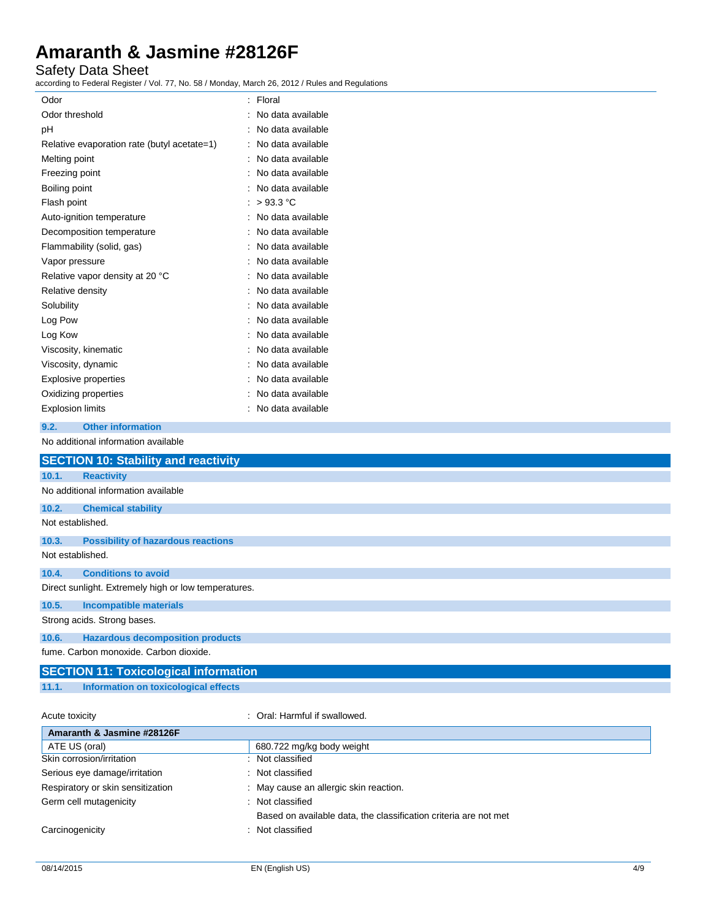| | |
|---|---|
| Odor | : Floral |
| Odor threshold | : No data available |
| pH | : No data available |
| Relative evaporation rate (butyl acetate=1) | : No data available |
| Melting point | : No data available |
| Freezing point | : No data available |
| Boiling point | : No data available |
| Flash point | : > 93.3 °C |
| Auto-ignition temperature | : No data available |
| Decomposition temperature | : No data available |
| Flammability (solid, gas) | : No data available |
| Vapor pressure | : No data available |
| Relative vapor density at 20 °C | : No data available |
| Relative density | : No data available |
| Solubility | : No data available |
| Log Pow | : No data available |
| Log Kow | : No data available |
| Viscosity, kinematic | : No data available |
| Viscosity, dynamic | : No data available |
| Explosive properties | : No data available |
| Oxidizing properties | : No data available |
| Explosion limits | : No data available |

### 9.2. Other information

No additional information available

## SECTION 10: Stability and reactivity

### 10.1. Reactivity

No additional information available

### 10.2. Chemical stability

Not established.

### 10.3. Possibility of hazardous reactions

Not established.

### 10.4. Conditions to avoid

Direct sunlight. Extremely high or low temperatures.

### 10.5. Incompatible materials

Strong acids. Strong bases.

### 10.6. Hazardous decomposition products

fume. Carbon monoxide. Carbon dioxide.

## SECTION 11: Toxicological information

### 11.1. Information on toxicological effects

Acute toxicity : Oral: Harmful if swallowed.

| Amaranth & Jasmine #28126F | |
|---|---|
| ATE US (oral) | 680.722 mg/kg body weight |

| | |
|---|---|
| Skin corrosion/irritation | : Not classified |
| Serious eye damage/irritation | : Not classified |
| Respiratory or skin sensitization | : May cause an allergic skin reaction. |
| Germ cell mutagenicity | : Not classified<br>Based on available data, the classification criteria are not met |
| Carcinogenicity | : Not classified |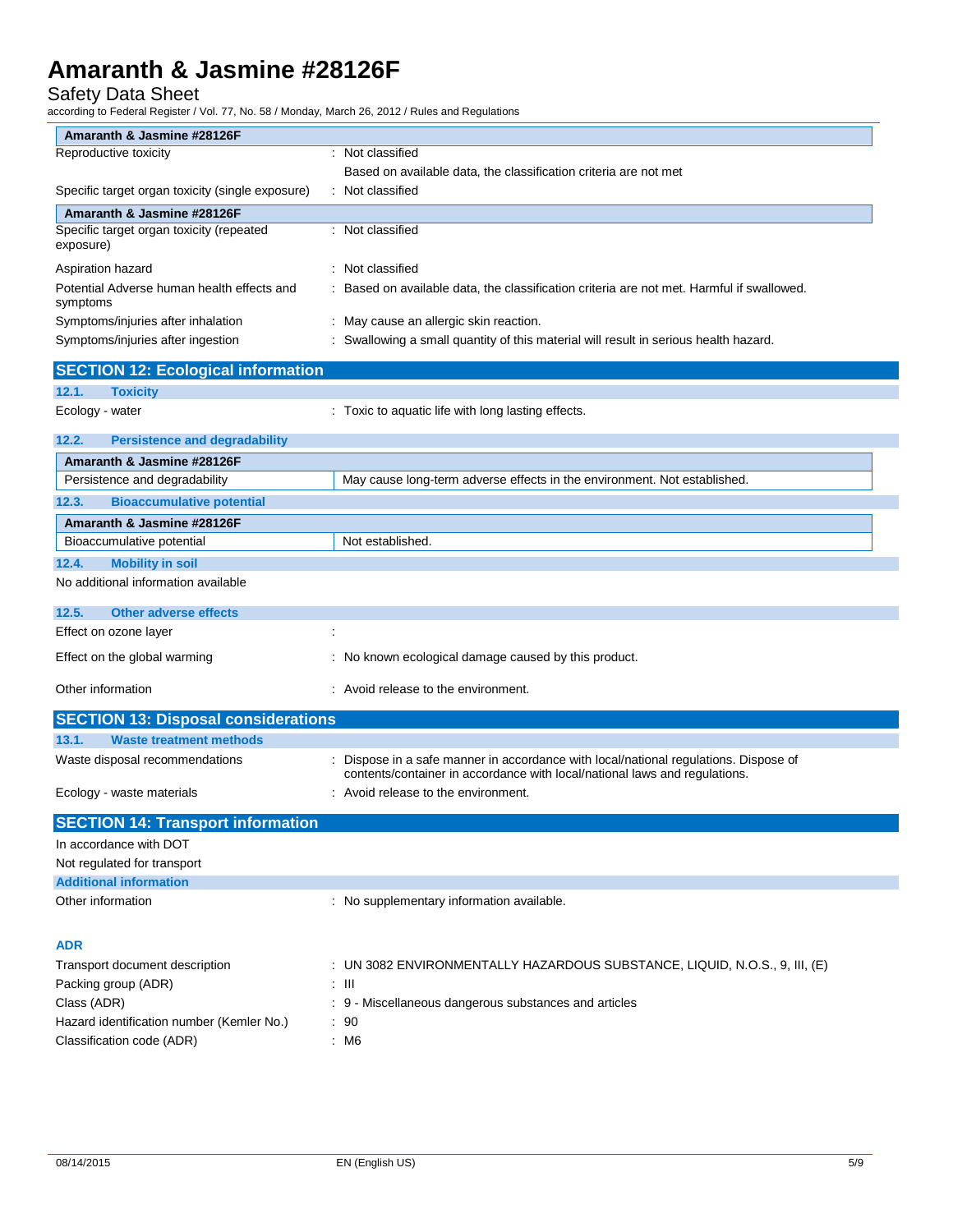| Amaranth & Jasmine #28126F | |
|---|---|
| Reproductive toxicity | : Not classified |
| | Based on available data, the classification criteria are not met |
| Specific target organ toxicity (single exposure) | : Not classified |

| Amaranth & Jasmine #28126F | |
|---|---|
| Specific target organ toxicity (repeated exposure) | : Not classified |
| Aspiration hazard | : Not classified |
| Potential Adverse human health effects and symptoms | : Based on available data, the classification criteria are not met. Harmful if swallowed. |
| Symptoms/injuries after inhalation | : May cause an allergic skin reaction. |
| Symptoms/injuries after ingestion | : Swallowing a small quantity of this material will result in serious health hazard. |

## SECTION 12: Ecological information

### 12.1. Toxicity

Ecology - water : Toxic to aquatic life with long lasting effects.

### 12.2. Persistence and degradability

| Amaranth & Jasmine #28126F | |
|---|---|
| Persistence and degradability | May cause long-term adverse effects in the environment. Not established. |

### 12.3. Bioaccumulative potential

| Amaranth & Jasmine #28126F | |
|---|---|
| Bioaccumulative potential | Not established. |

### 12.4. Mobility in soil

No additional information available

### 12.5. Other adverse effects

Effect on ozone layer :

Effect on the global warming : No known ecological damage caused by this product.

Other information : Avoid release to the environment.

## SECTION 13: Disposal considerations

### 13.1. Waste treatment methods

Waste disposal recommendations : Dispose in a safe manner in accordance with local/national regulations. Dispose of contents/container in accordance with local/national laws and regulations.

Ecology - waste materials : Avoid release to the environment.

## SECTION 14: Transport information

In accordance with DOT

Not regulated for transport

### Additional information

Other information : No supplementary information available.

### ADR

Transport document description : UN 3082 ENVIRONMENTALLY HAZARDOUS SUBSTANCE, LIQUID, N.O.S., 9, III, (E)

Packing group (ADR) : III

Class (ADR) : 9 - Miscellaneous dangerous substances and articles

Hazard identification number (Kemler No.) : 90

Classification code (ADR) : M6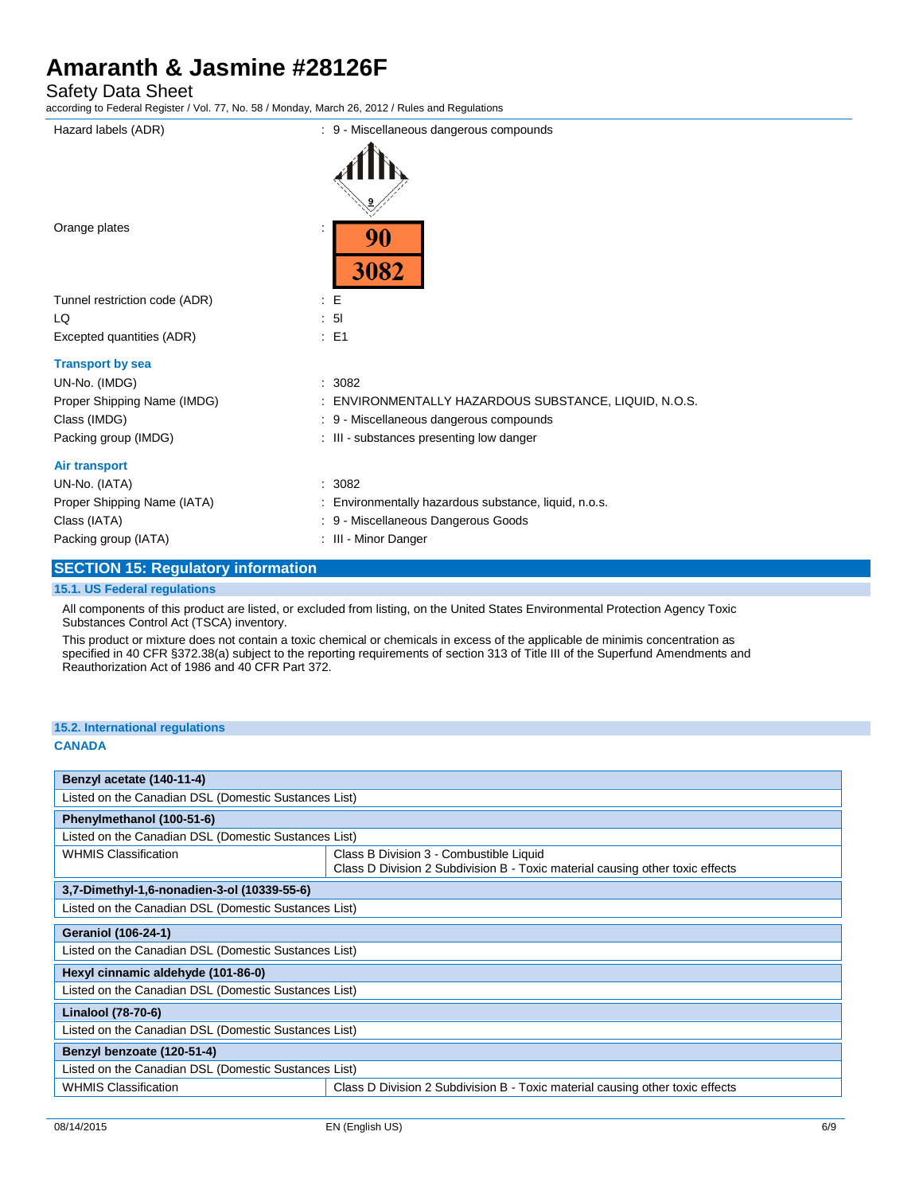| | |
|---|---|
| Hazard labels (ADR) | : 9 - Miscellaneous dangerous compounds |
| Orange plates | : 90 / 3082 |
| Tunnel restriction code (ADR) | : E |
| LQ | : 5l |
| Excepted quantities (ADR) | : E1 |

**Transport by sea**

| | |
|---|---|
| UN-No. (IMDG) | : 3082 |
| Proper Shipping Name (IMDG) | : ENVIRONMENTALLY HAZARDOUS SUBSTANCE, LIQUID, N.O.S. |
| Class (IMDG) | : 9 - Miscellaneous dangerous compounds |
| Packing group (IMDG) | : III - substances presenting low danger |

**Air transport**

| | |
|---|---|
| UN-No. (IATA) | : 3082 |
| Proper Shipping Name (IATA) | : Environmentally hazardous substance, liquid, n.o.s. |
| Class (IATA) | : 9 - Miscellaneous Dangerous Goods |
| Packing group (IATA) | : III - Minor Danger |

## SECTION 15: Regulatory information

### 15.1. US Federal regulations

All components of this product are listed, or excluded from listing, on the United States Environmental Protection Agency Toxic Substances Control Act (TSCA) inventory.

This product or mixture does not contain a toxic chemical or chemicals in excess of the applicable de minimis concentration as specified in 40 CFR §372.38(a) subject to the reporting requirements of section 313 of Title III of the Superfund Amendments and Reauthorization Act of 1986 and 40 CFR Part 372.

### 15.2. International regulations

**CANADA**

| **Benzyl acetate (140-11-4)** | |
|---|---|
| Listed on the Canadian DSL (Domestic Substances List) | |

| **Phenylmethanol (100-51-6)** | |
|---|---|
| Listed on the Canadian DSL (Domestic Substances List) | |
| WHMIS Classification | Class B Division 3 - Combustible Liquid<br>Class D Division 2 Subdivision B - Toxic material causing other toxic effects |

| **3,7-Dimethyl-1,6-nonadien-3-ol (10339-55-6)** | |
|---|---|
| Listed on the Canadian DSL (Domestic Substances List) | |

| **Geraniol (106-24-1)** | |
|---|---|
| Listed on the Canadian DSL (Domestic Substances List) | |

| **Hexyl cinnamic aldehyde (101-86-0)** | |
|---|---|
| Listed on the Canadian DSL (Domestic Substances List) | |

| **Linalool (78-70-6)** | |
|---|---|
| Listed on the Canadian DSL (Domestic Substances List) | |

| **Benzyl benzoate (120-51-4)** | |
|---|---|
| Listed on the Canadian DSL (Domestic Substances List) | |
| WHMIS Classification | Class D Division 2 Subdivision B - Toxic material causing other toxic effects |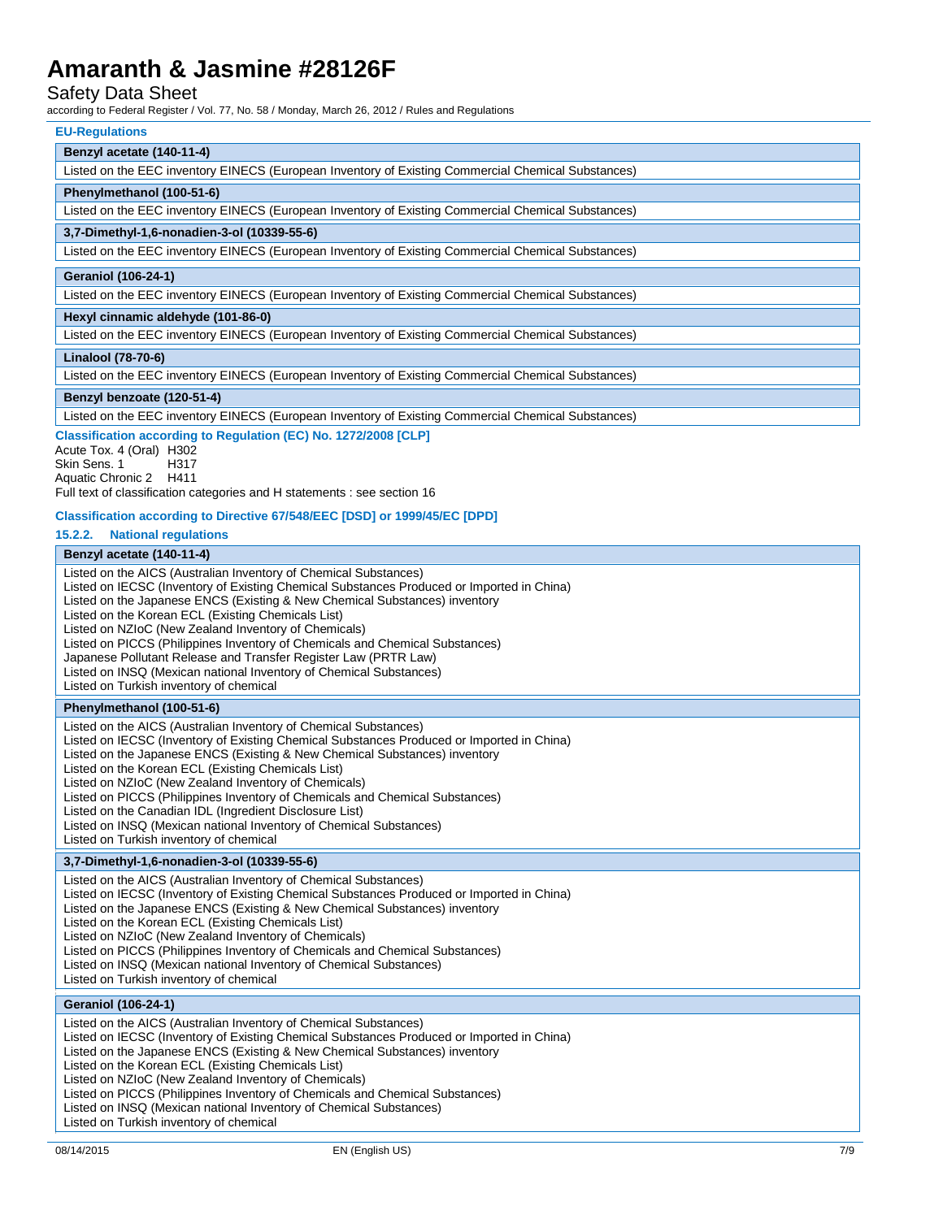**EU-Regulations**

| Benzyl acetate (140-11-4) |
|---|
| Listed on the EEC inventory EINECS (European Inventory of Existing Commercial Chemical Substances) |

| Phenylmethanol (100-51-6) |
|---|
| Listed on the EEC inventory EINECS (European Inventory of Existing Commercial Chemical Substances) |

| 3,7-Dimethyl-1,6-nonadien-3-ol (10339-55-6) |
|---|
| Listed on the EEC inventory EINECS (European Inventory of Existing Commercial Chemical Substances) |

| Geraniol (106-24-1) |
|---|
| Listed on the EEC inventory EINECS (European Inventory of Existing Commercial Chemical Substances) |

| Hexyl cinnamic aldehyde (101-86-0) |
|---|
| Listed on the EEC inventory EINECS (European Inventory of Existing Commercial Chemical Substances) |

| Linalool (78-70-6) |
|---|
| Listed on the EEC inventory EINECS (European Inventory of Existing Commercial Chemical Substances) |

| Benzyl benzoate (120-51-4) |
|---|
| Listed on the EEC inventory EINECS (European Inventory of Existing Commercial Chemical Substances) |

**Classification according to Regulation (EC) No. 1272/2008 [CLP]**

Acute Tox. 4 (Oral) H302
Skin Sens. 1 H317
Aquatic Chronic 2 H411
Full text of classification categories and H statements : see section 16

**Classification according to Directive 67/548/EEC [DSD] or 1999/45/EC [DPD]**

### 15.2.2. National regulations

| Benzyl acetate (140-11-4) |
|---|
| Listed on the AICS (Australian Inventory of Chemical Substances)<br>Listed on IECSC (Inventory of Existing Chemical Substances Produced or Imported in China)<br>Listed on the Japanese ENCS (Existing & New Chemical Substances) inventory<br>Listed on the Korean ECL (Existing Chemicals List)<br>Listed on NZIoC (New Zealand Inventory of Chemicals)<br>Listed on PICCS (Philippines Inventory of Chemicals and Chemical Substances)<br>Japanese Pollutant Release and Transfer Register Law (PRTR Law)<br>Listed on INSQ (Mexican national Inventory of Chemical Substances)<br>Listed on Turkish inventory of chemical |

| Phenylmethanol (100-51-6) |
|---|
| Listed on the AICS (Australian Inventory of Chemical Substances)<br>Listed on IECSC (Inventory of Existing Chemical Substances Produced or Imported in China)<br>Listed on the Japanese ENCS (Existing & New Chemical Substances) inventory<br>Listed on the Korean ECL (Existing Chemicals List)<br>Listed on NZIoC (New Zealand Inventory of Chemicals)<br>Listed on PICCS (Philippines Inventory of Chemicals and Chemical Substances)<br>Listed on the Canadian IDL (Ingredient Disclosure List)<br>Listed on INSQ (Mexican national Inventory of Chemical Substances)<br>Listed on Turkish inventory of chemical |

| 3,7-Dimethyl-1,6-nonadien-3-ol (10339-55-6) |
|---|
| Listed on the AICS (Australian Inventory of Chemical Substances)<br>Listed on IECSC (Inventory of Existing Chemical Substances Produced or Imported in China)<br>Listed on the Japanese ENCS (Existing & New Chemical Substances) inventory<br>Listed on the Korean ECL (Existing Chemicals List)<br>Listed on NZIoC (New Zealand Inventory of Chemicals)<br>Listed on PICCS (Philippines Inventory of Chemicals and Chemical Substances)<br>Listed on INSQ (Mexican national Inventory of Chemical Substances)<br>Listed on Turkish inventory of chemical |

| Geraniol (106-24-1) |
|---|
| Listed on the AICS (Australian Inventory of Chemical Substances)<br>Listed on IECSC (Inventory of Existing Chemical Substances Produced or Imported in China)<br>Listed on the Japanese ENCS (Existing & New Chemical Substances) inventory<br>Listed on the Korean ECL (Existing Chemicals List)<br>Listed on NZIoC (New Zealand Inventory of Chemicals)<br>Listed on PICCS (Philippines Inventory of Chemicals and Chemical Substances)<br>Listed on INSQ (Mexican national Inventory of Chemical Substances)<br>Listed on Turkish inventory of chemical |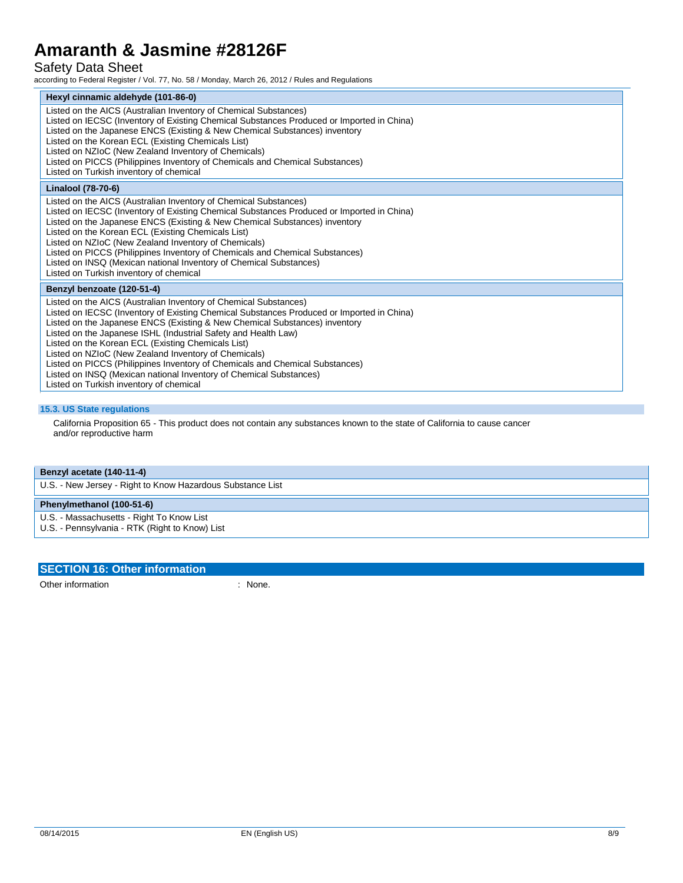| Hexyl cinnamic aldehyde (101-86-0) |
|---|
| Listed on the AICS (Australian Inventory of Chemical Substances)<br>Listed on IECSC (Inventory of Existing Chemical Substances Produced or Imported in China)<br>Listed on the Japanese ENCS (Existing & New Chemical Substances) inventory<br>Listed on the Korean ECL (Existing Chemicals List)<br>Listed on NZIoC (New Zealand Inventory of Chemicals)<br>Listed on PICCS (Philippines Inventory of Chemicals and Chemical Substances)<br>Listed on Turkish inventory of chemical |

| Linalool (78-70-6) |
|---|
| Listed on the AICS (Australian Inventory of Chemical Substances)<br>Listed on IECSC (Inventory of Existing Chemical Substances Produced or Imported in China)<br>Listed on the Japanese ENCS (Existing & New Chemical Substances) inventory<br>Listed on the Korean ECL (Existing Chemicals List)<br>Listed on NZIoC (New Zealand Inventory of Chemicals)<br>Listed on PICCS (Philippines Inventory of Chemicals and Chemical Substances)<br>Listed on INSQ (Mexican national Inventory of Chemical Substances)<br>Listed on Turkish inventory of chemical |

| Benzyl benzoate (120-51-4) |
|---|
| Listed on the AICS (Australian Inventory of Chemical Substances)<br>Listed on IECSC (Inventory of Existing Chemical Substances Produced or Imported in China)<br>Listed on the Japanese ENCS (Existing & New Chemical Substances) inventory<br>Listed on the Japanese ISHL (Industrial Safety and Health Law)<br>Listed on the Korean ECL (Existing Chemicals List)<br>Listed on NZIoC (New Zealand Inventory of Chemicals)<br>Listed on PICCS (Philippines Inventory of Chemicals and Chemical Substances)<br>Listed on INSQ (Mexican national Inventory of Chemical Substances)<br>Listed on Turkish inventory of chemical |

### 15.3. US State regulations

California Proposition 65 - This product does not contain any substances known to the state of California to cause cancer and/or reproductive harm

| Benzyl acetate (140-11-4) |
|---|
| U.S. - New Jersey - Right to Know Hazardous Substance List |

| Phenylmethanol (100-51-6) |
|---|
| U.S. - Massachusetts - Right To Know List<br>U.S. - Pennsylvania - RTK (Right to Know) List |

## SECTION 16: Other information

Other information : None.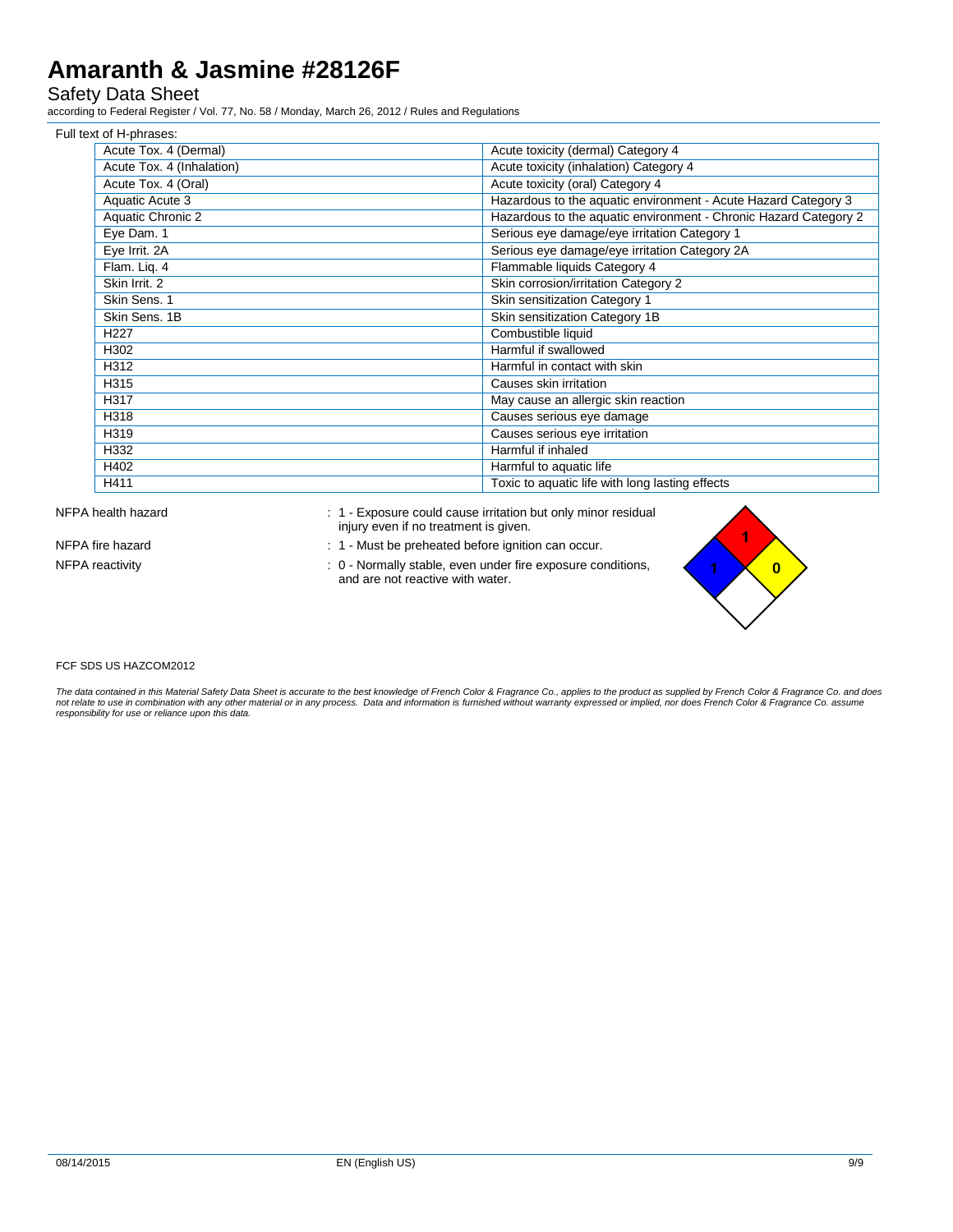Full text of H-phrases:

| | |
|---|---|
| Acute Tox. 4 (Dermal) | Acute toxicity (dermal) Category 4 |
| Acute Tox. 4 (Inhalation) | Acute toxicity (inhalation) Category 4 |
| Acute Tox. 4 (Oral) | Acute toxicity (oral) Category 4 |
| Aquatic Acute 3 | Hazardous to the aquatic environment - Acute Hazard Category 3 |
| Aquatic Chronic 2 | Hazardous to the aquatic environment - Chronic Hazard Category 2 |
| Eye Dam. 1 | Serious eye damage/eye irritation Category 1 |
| Eye Irrit. 2A | Serious eye damage/eye irritation Category 2A |
| Flam. Liq. 4 | Flammable liquids Category 4 |
| Skin Irrit. 2 | Skin corrosion/irritation Category 2 |
| Skin Sens. 1 | Skin sensitization Category 1 |
| Skin Sens. 1B | Skin sensitization Category 1B |
| H227 | Combustible liquid |
| H302 | Harmful if swallowed |
| H312 | Harmful in contact with skin |
| H315 | Causes skin irritation |
| H317 | May cause an allergic skin reaction |
| H318 | Causes serious eye damage |
| H319 | Causes serious eye irritation |
| H332 | Harmful if inhaled |
| H402 | Harmful to aquatic life |
| H411 | Toxic to aquatic life with long lasting effects |

NFPA health hazard : 1 - Exposure could cause irritation but only minor residual injury even if no treatment is given.

NFPA fire hazard : 1 - Must be preheated before ignition can occur.

NFPA reactivity : 0 - Normally stable, even under fire exposure conditions, and are not reactive with water.

1

1

0

FCF SDS US HAZCOM2012

*The data contained in this Material Safety Data Sheet is accurate to the best knowledge of French Color & Fragrance Co., applies to the product as supplied by French Color & Fragrance Co. and does not relate to use in combination with any other material or in any process. Data and information is furnished without warranty expressed or implied, nor does French Color & Fragrance Co. assume responsibility for use or reliance upon this data.*